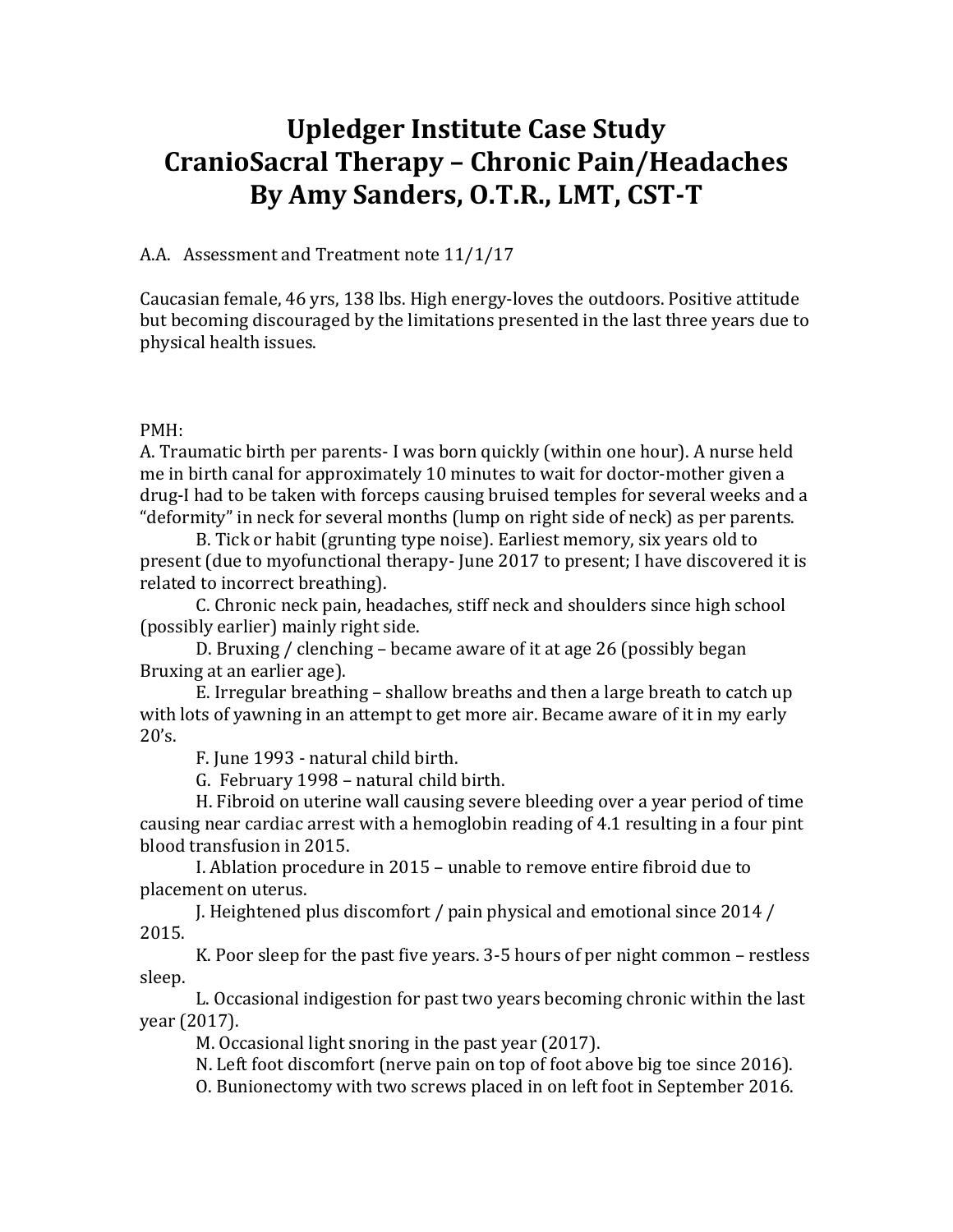# Upledger Institute Case Study
# CranioSacral Therapy – Chronic Pain/Headaches
# By Amy Sanders, O.T.R., LMT, CST-T

A.A. Assessment and Treatment note 11/1/17

Caucasian female, 46 yrs, 138 lbs. High energy-loves the outdoors. Positive attitude but becoming discouraged by the limitations presented in the last three years due to physical health issues.

PMH:

A. Traumatic birth per parents- I was born quickly (within one hour). A nurse held me in birth canal for approximately 10 minutes to wait for doctor-mother given a drug-I had to be taken with forceps causing bruised temples for several weeks and a "deformity" in neck for several months (lump on right side of neck) as per parents.

B. Tick or habit (grunting type noise). Earliest memory, six years old to present (due to myofunctional therapy- June 2017 to present; I have discovered it is related to incorrect breathing).

C. Chronic neck pain, headaches, stiff neck and shoulders since high school (possibly earlier) mainly right side.

D. Bruxing / clenching – became aware of it at age 26 (possibly began Bruxing at an earlier age).

E. Irregular breathing – shallow breaths and then a large breath to catch up with lots of yawning in an attempt to get more air. Became aware of it in my early 20's.

F. June 1993 - natural child birth.

G. February 1998 – natural child birth.

H. Fibroid on uterine wall causing severe bleeding over a year period of time causing near cardiac arrest with a hemoglobin reading of 4.1 resulting in a four pint blood transfusion in 2015.

I. Ablation procedure in 2015 – unable to remove entire fibroid due to placement on uterus.

J. Heightened plus discomfort / pain physical and emotional since 2014 / 2015.

K. Poor sleep for the past five years. 3-5 hours of per night common – restless sleep.

L. Occasional indigestion for past two years becoming chronic within the last year (2017).

M. Occasional light snoring in the past year (2017).

N. Left foot discomfort (nerve pain on top of foot above big toe since 2016).

O. Bunionectomy with two screws placed in on left foot in September 2016.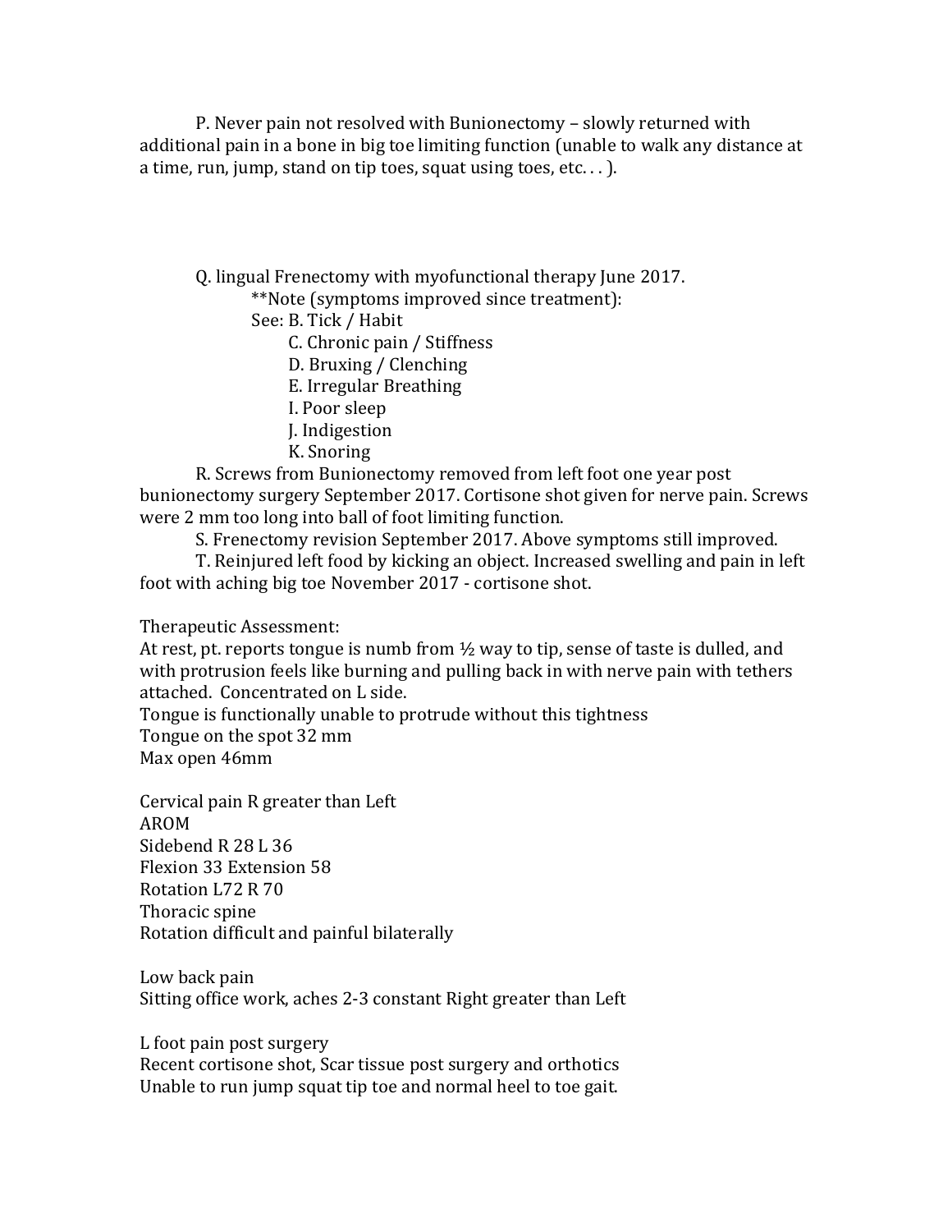P. Never pain not resolved with Bunionectomy – slowly returned with additional pain in a bone in big toe limiting function (unable to walk any distance at a time, run, jump, stand on tip toes, squat using toes, etc. . . ).

Q. lingual Frenectomy with myofunctional therapy June 2017.

**Note (symptoms improved since treatment):

See: B. Tick / Habit

C. Chronic pain / Stiffness

D. Bruxing / Clenching

E. Irregular Breathing

I. Poor sleep

J. Indigestion

K. Snoring

R. Screws from Bunionectomy removed from left foot one year post bunionectomy surgery September 2017. Cortisone shot given for nerve pain. Screws were 2 mm too long into ball of foot limiting function.

S. Frenectomy revision September 2017. Above symptoms still improved.

T. Reinjured left food by kicking an object. Increased swelling and pain in left foot with aching big toe November 2017 - cortisone shot.

Therapeutic Assessment:

At rest, pt. reports tongue is numb from ½ way to tip, sense of taste is dulled, and with protrusion feels like burning and pulling back in with nerve pain with tethers attached. Concentrated on L side.

Tongue is functionally unable to protrude without this tightness

Tongue on the spot 32 mm

Max open 46mm

Cervical pain R greater than Left

AROM

Sidebend R 28 L 36

Flexion 33 Extension 58

Rotation L72 R 70

Thoracic spine

Rotation difficult and painful bilaterally

Low back pain

Sitting office work, aches 2-3 constant Right greater than Left

L foot pain post surgery

Recent cortisone shot, Scar tissue post surgery and orthotics

Unable to run jump squat tip toe and normal heel to toe gait.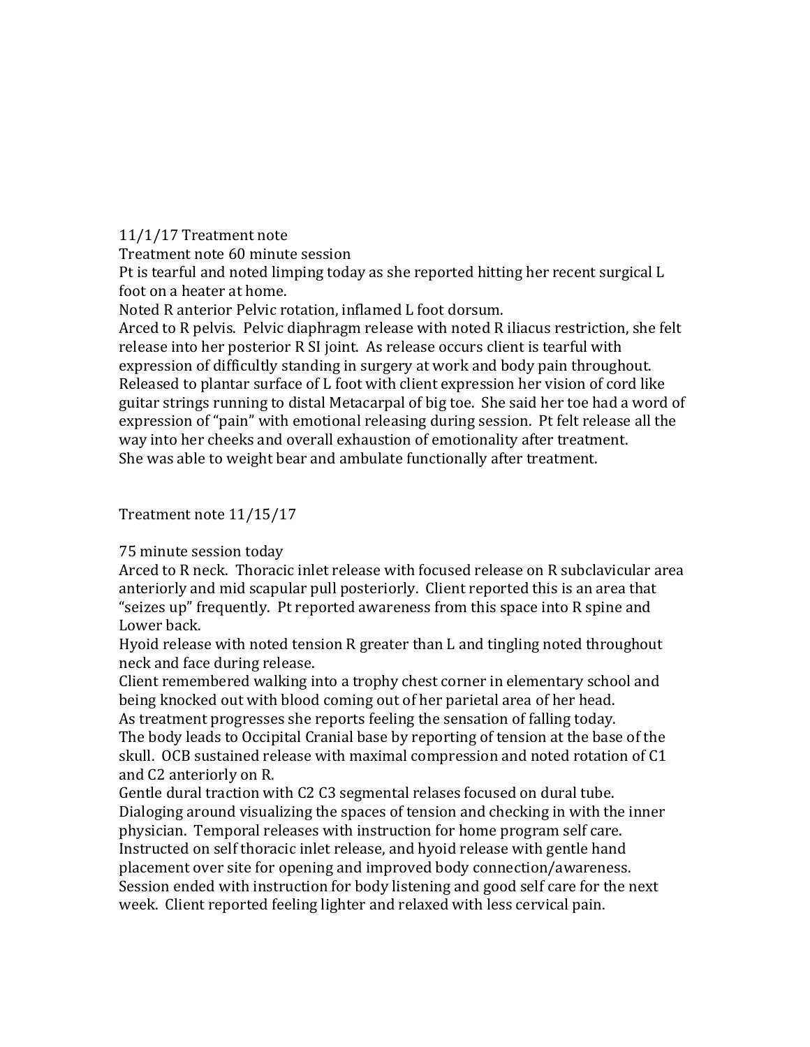11/1/17 Treatment note
Treatment note 60 minute session
Pt is tearful and noted limping today as she reported hitting her recent surgical L foot on a heater at home.
Noted R anterior Pelvic rotation, inflamed L foot dorsum.
Arced to R pelvis. Pelvic diaphragm release with noted R iliacus restriction, she felt release into her posterior R SI joint. As release occurs client is tearful with expression of difficultly standing in surgery at work and body pain throughout. Released to plantar surface of L foot with client expression her vision of cord like guitar strings running to distal Metacarpal of big toe. She said her toe had a word of expression of "pain" with emotional releasing during session. Pt felt release all the way into her cheeks and overall exhaustion of emotionality after treatment.
She was able to weight bear and ambulate functionally after treatment.

Treatment note 11/15/17

75 minute session today
Arced to R neck. Thoracic inlet release with focused release on R subclavicular area anteriorly and mid scapular pull posteriorly. Client reported this is an area that "seizes up" frequently. Pt reported awareness from this space into R spine and Lower back.
Hyoid release with noted tension R greater than L and tingling noted throughout neck and face during release.
Client remembered walking into a trophy chest corner in elementary school and being knocked out with blood coming out of her parietal area of her head.
As treatment progresses she reports feeling the sensation of falling today.
The body leads to Occipital Cranial base by reporting of tension at the base of the skull. OCB sustained release with maximal compression and noted rotation of C1 and C2 anteriorly on R.
Gentle dural traction with C2 C3 segmental relases focused on dural tube.
Dialoging around visualizing the spaces of tension and checking in with the inner physician. Temporal releases with instruction for home program self care.
Instructed on self thoracic inlet release, and hyoid release with gentle hand placement over site for opening and improved body connection/awareness.
Session ended with instruction for body listening and good self care for the next week. Client reported feeling lighter and relaxed with less cervical pain.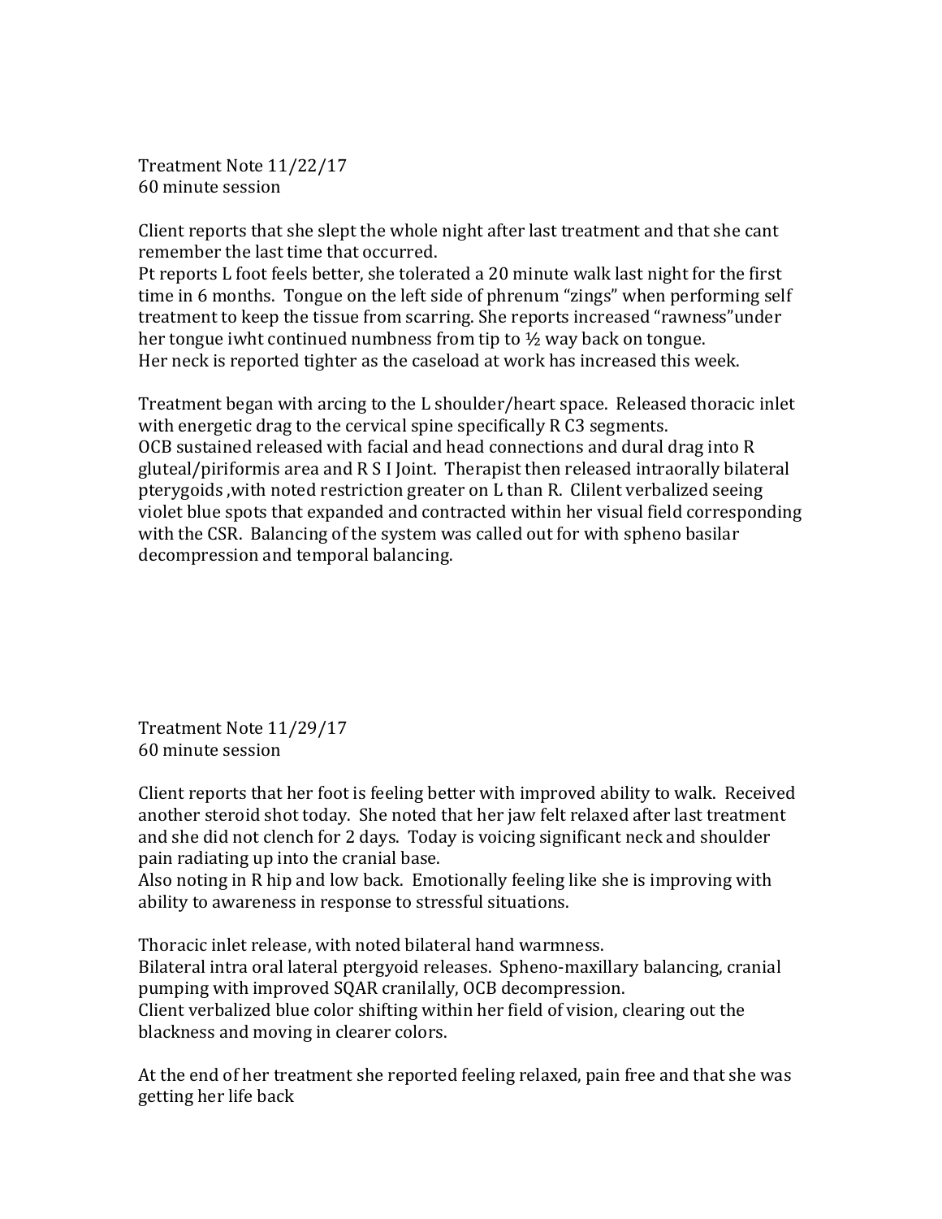Treatment Note 11/22/17
60 minute session

Client reports that she slept the whole night after last treatment and that she cant remember the last time that occurred.
Pt reports L foot feels better, she tolerated a 20 minute walk last night for the first time in 6 months. Tongue on the left side of phrenum "zings" when performing self treatment to keep the tissue from scarring. She reports increased "rawness"under her tongue iwht continued numbness from tip to ½ way back on tongue.
Her neck is reported tighter as the caseload at work has increased this week.

Treatment began with arcing to the L shoulder/heart space. Released thoracic inlet with energetic drag to the cervical spine specifically R C3 segments.
OCB sustained released with facial and head connections and dural drag into R gluteal/piriformis area and R S I Joint. Therapist then released intraorally bilateral pterygoids ,with noted restriction greater on L than R. Clilent verbalized seeing violet blue spots that expanded and contracted within her visual field corresponding with the CSR. Balancing of the system was called out for with spheno basilar decompression and temporal balancing.

Treatment Note 11/29/17
60 minute session

Client reports that her foot is feeling better with improved ability to walk. Received another steroid shot today. She noted that her jaw felt relaxed after last treatment and she did not clench for 2 days. Today is voicing significant neck and shoulder pain radiating up into the cranial base.
Also noting in R hip and low back. Emotionally feeling like she is improving with ability to awareness in response to stressful situations.

Thoracic inlet release, with noted bilateral hand warmness.
Bilateral intra oral lateral ptergyoid releases. Spheno-maxillary balancing, cranial pumping with improved SQAR cranilally, OCB decompression.
Client verbalized blue color shifting within her field of vision, clearing out the blackness and moving in clearer colors.

At the end of her treatment she reported feeling relaxed, pain free and that she was getting her life back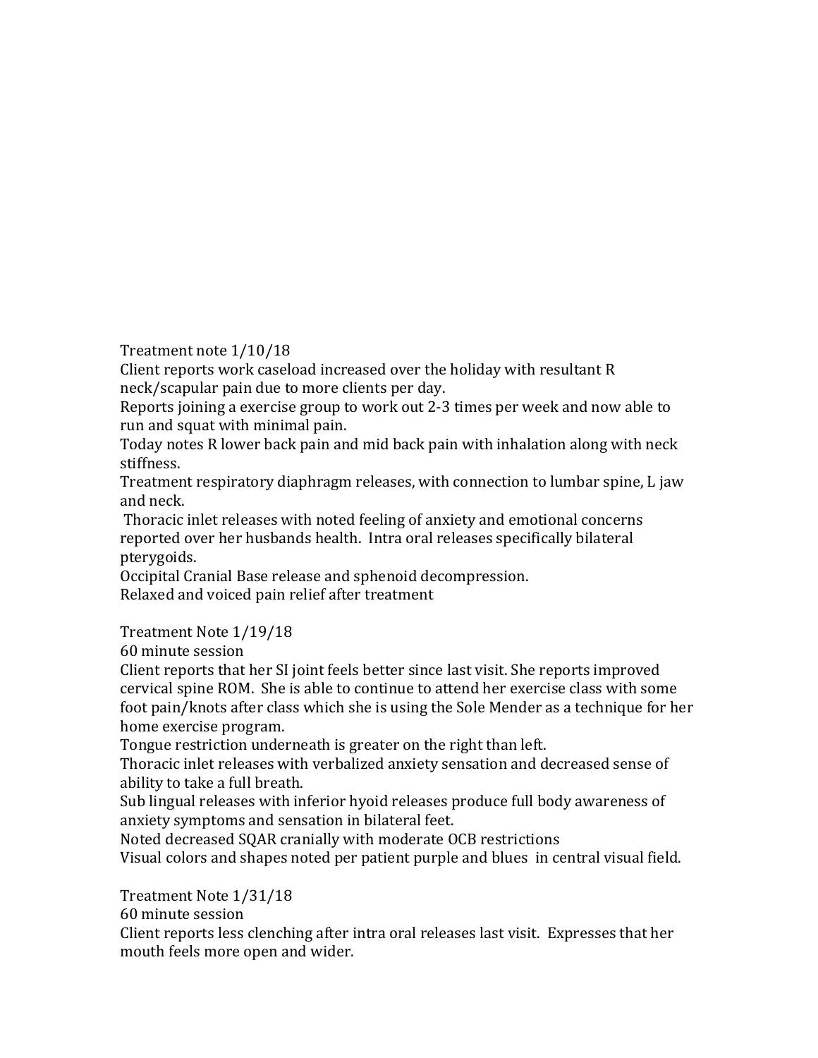Treatment note 1/10/18

Client reports work caseload increased over the holiday with resultant R neck/scapular pain due to more clients per day.

Reports joining a exercise group to work out 2-3 times per week and now able to run and squat with minimal pain.

Today notes R lower back pain and mid back pain with inhalation along with neck stiffness.

Treatment respiratory diaphragm releases, with connection to lumbar spine, L jaw and neck.

Thoracic inlet releases with noted feeling of anxiety and emotional concerns reported over her husbands health. Intra oral releases specifically bilateral pterygoids.

Occipital Cranial Base release and sphenoid decompression.

Relaxed and voiced pain relief after treatment

Treatment Note 1/19/18

60 minute session

Client reports that her SI joint feels better since last visit. She reports improved cervical spine ROM. She is able to continue to attend her exercise class with some foot pain/knots after class which she is using the Sole Mender as a technique for her home exercise program.

Tongue restriction underneath is greater on the right than left.

Thoracic inlet releases with verbalized anxiety sensation and decreased sense of ability to take a full breath.

Sub lingual releases with inferior hyoid releases produce full body awareness of anxiety symptoms and sensation in bilateral feet.

Noted decreased SQAR cranially with moderate OCB restrictions

Visual colors and shapes noted per patient purple and blues in central visual field.

Treatment Note 1/31/18

60 minute session

Client reports less clenching after intra oral releases last visit. Expresses that her mouth feels more open and wider.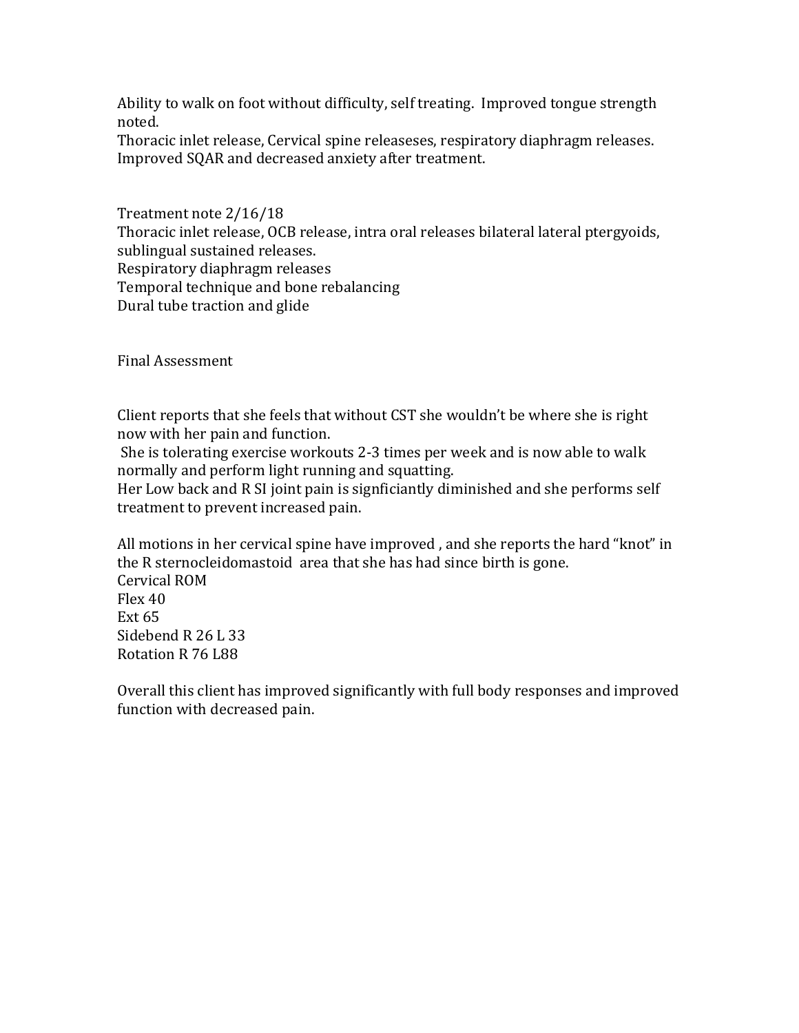Ability to walk on foot without difficulty, self treating. Improved tongue strength noted.
Thoracic inlet release, Cervical spine releaseses, respiratory diaphragm releases. Improved SQAR and decreased anxiety after treatment.

Treatment note 2/16/18
Thoracic inlet release, OCB release, intra oral releases bilateral lateral ptergyoids, sublingual sustained releases.
Respiratory diaphragm releases
Temporal technique and bone rebalancing
Dural tube traction and glide

Final Assessment

Client reports that she feels that without CST she wouldn't be where she is right now with her pain and function.
She is tolerating exercise workouts 2-3 times per week and is now able to walk normally and perform light running and squatting.
Her Low back and R SI joint pain is signficiantly diminished and she performs self treatment to prevent increased pain.

All motions in her cervical spine have improved , and she reports the hard "knot" in the R sternocleidomastoid area that she has had since birth is gone.
Cervical ROM
Flex 40
Ext 65
Sidebend R 26 L 33
Rotation R 76 L88

Overall this client has improved significantly with full body responses and improved function with decreased pain.